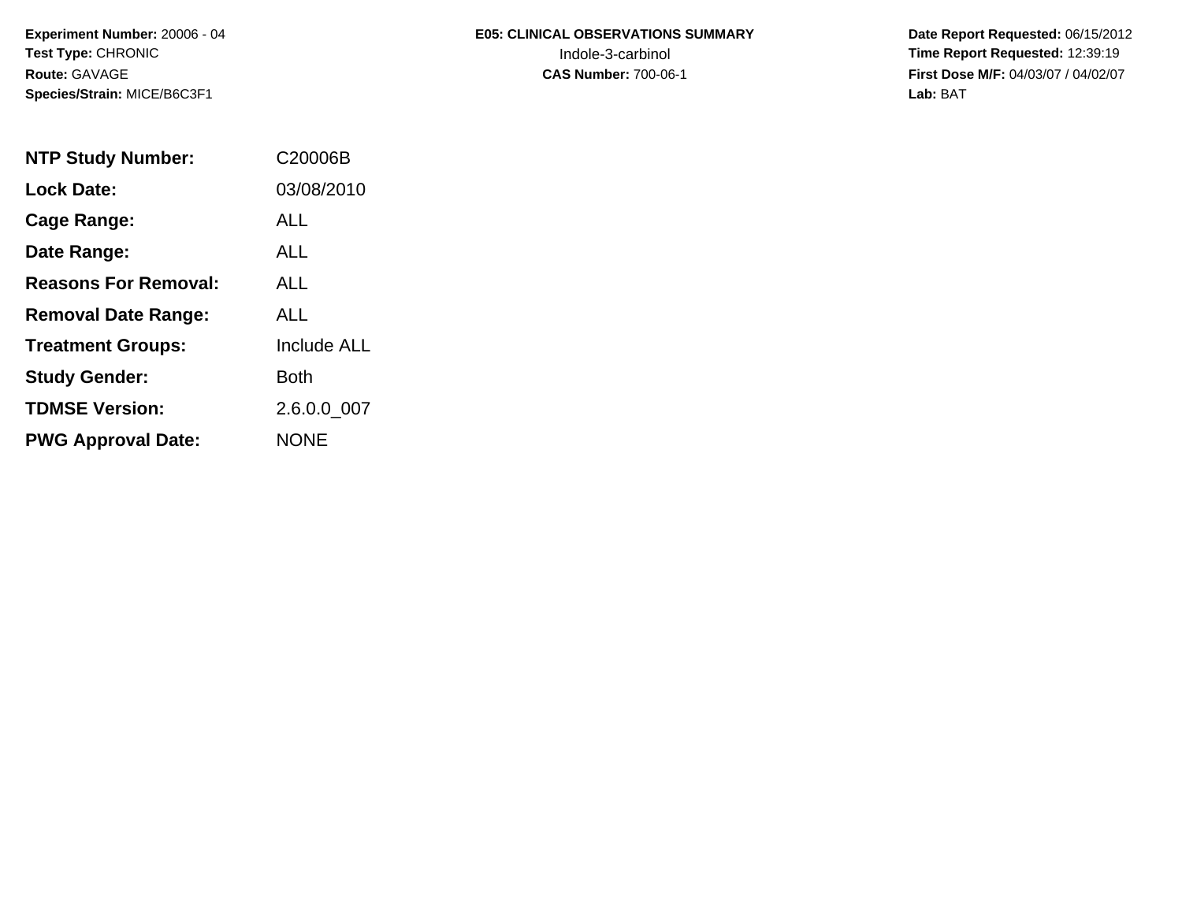**Experiment Number:** 20006 - 04
**Test Type:** CHRONIC
**Route:** GAVAGE
**Species/Strain:** MICE/B6C3F1

**E05: CLINICAL OBSERVATIONS SUMMARY**
Indole-3-carbinol
**CAS Number:** 700-06-1

**Date Report Requested:** 06/15/2012
**Time Report Requested:** 12:39:19
**First Dose M/F:** 04/03/07 / 04/02/07
**Lab:** BAT

| | |
|---|---|
| **NTP Study Number:** | C20006B |
| **Lock Date:** | 03/08/2010 |
| **Cage Range:** | ALL |
| **Date Range:** | ALL |
| **Reasons For Removal:** | ALL |
| **Removal Date Range:** | ALL |
| **Treatment Groups:** | Include ALL |
| **Study Gender:** | Both |
| **TDMSE Version:** | 2.6.0.0_007 |
| **PWG Approval Date:** | NONE |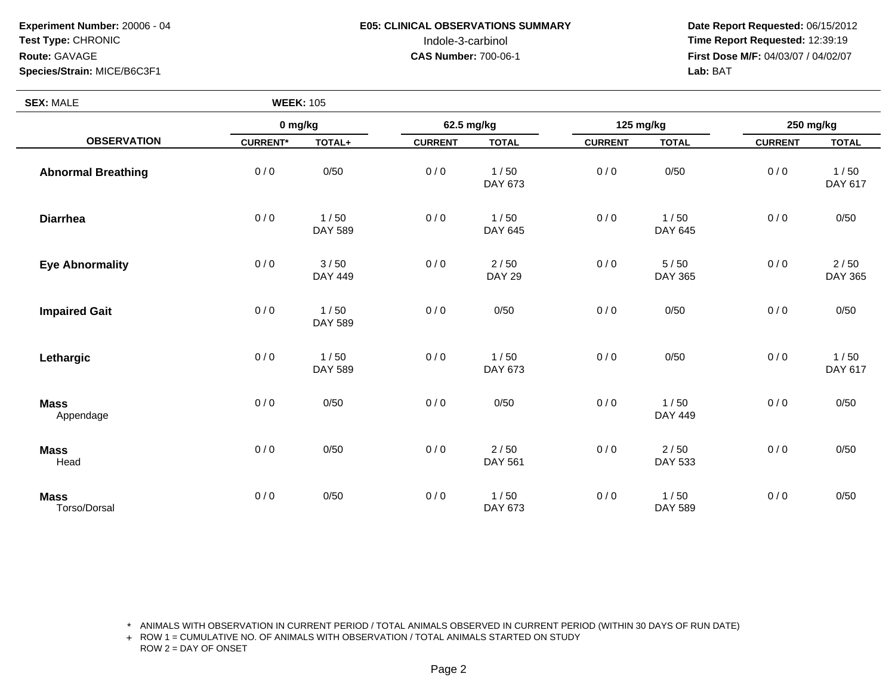**Experiment Number:** 20006 - 04
**Test Type:** CHRONIC
**Route:** GAVAGE
**Species/Strain:** MICE/B6C3F1

**E05: CLINICAL OBSERVATIONS SUMMARY**
Indole-3-carbinol
**CAS Number:** 700-06-1

**Date Report Requested:** 06/15/2012
**Time Report Requested:** 12:39:19
**First Dose M/F:** 04/03/07 / 04/02/07
**Lab:** BAT

**SEX:** MALE **WEEK:** 105

| OBSERVATION | 0 mg/kg | | 62.5 mg/kg | | 125 mg/kg | | 250 mg/kg | |
|---|---|---|---|---|---|---|---|---|
| | CURRENT* | TOTAL+ | CURRENT | TOTAL | CURRENT | TOTAL | CURRENT | TOTAL |
| **Abnormal Breathing** | 0 / 0 | 0/50 | 0 / 0 | 1 / 50<br>DAY 673 | 0 / 0 | 0/50 | 0 / 0 | 1 / 50<br>DAY 617 |
| **Diarrhea** | 0 / 0 | 1 / 50<br>DAY 589 | 0 / 0 | 1 / 50<br>DAY 645 | 0 / 0 | 1 / 50<br>DAY 645 | 0 / 0 | 0/50 |
| **Eye Abnormality** | 0 / 0 | 3 / 50<br>DAY 449 | 0 / 0 | 2 / 50<br>DAY 29 | 0 / 0 | 5 / 50<br>DAY 365 | 0 / 0 | 2 / 50<br>DAY 365 |
| **Impaired Gait** | 0 / 0 | 1 / 50<br>DAY 589 | 0 / 0 | 0/50 | 0 / 0 | 0/50 | 0 / 0 | 0/50 |
| **Lethargic** | 0 / 0 | 1 / 50<br>DAY 589 | 0 / 0 | 1 / 50<br>DAY 673 | 0 / 0 | 0/50 | 0 / 0 | 1 / 50<br>DAY 617 |
| **Mass**<br>Appendage | 0 / 0 | 0/50 | 0 / 0 | 0/50 | 0 / 0 | 1 / 50<br>DAY 449 | 0 / 0 | 0/50 |
| **Mass**<br>Head | 0 / 0 | 0/50 | 0 / 0 | 2 / 50<br>DAY 561 | 0 / 0 | 2 / 50<br>DAY 533 | 0 / 0 | 0/50 |
| **Mass**<br>Torso/Dorsal | 0 / 0 | 0/50 | 0 / 0 | 1 / 50<br>DAY 673 | 0 / 0 | 1 / 50<br>DAY 589 | 0 / 0 | 0/50 |

\* ANIMALS WITH OBSERVATION IN CURRENT PERIOD / TOTAL ANIMALS OBSERVED IN CURRENT PERIOD (WITHIN 30 DAYS OF RUN DATE)
\+ ROW 1 = CUMULATIVE NO. OF ANIMALS WITH OBSERVATION / TOTAL ANIMALS STARTED ON STUDY
ROW 2 = DAY OF ONSET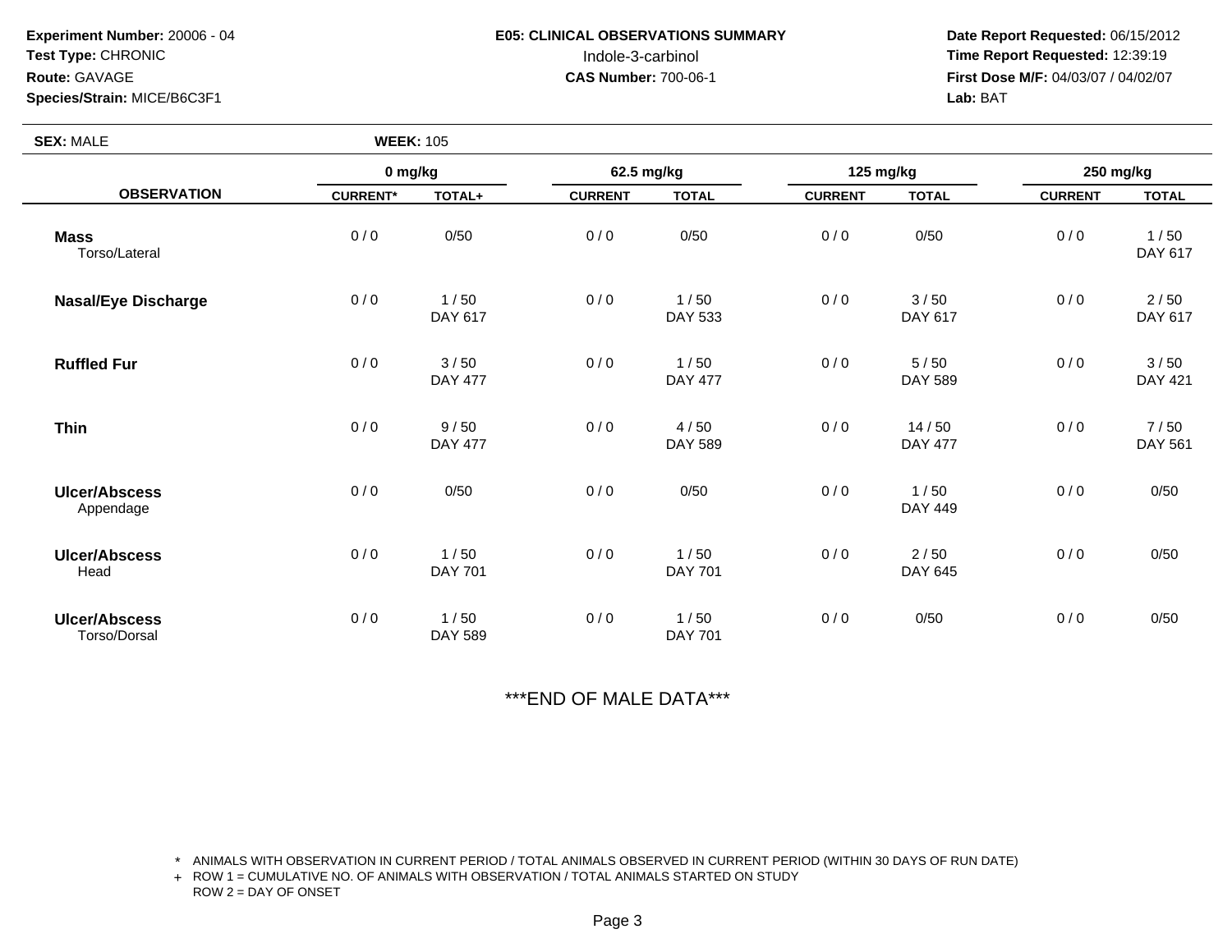**Experiment Number:** 20006 - 04
**Test Type:** CHRONIC
**Route:** GAVAGE
**Species/Strain:** MICE/B6C3F1

**E05: CLINICAL OBSERVATIONS SUMMARY**
Indole-3-carbinol
**CAS Number:** 700-06-1

**Date Report Requested:** 06/15/2012
**Time Report Requested:** 12:39:19
**First Dose M/F:** 04/03/07 / 04/02/07
**Lab:** BAT

**SEX:** MALE **WEEK:** 105

| OBSERVATION | 0 mg/kg | | 62.5 mg/kg | | 125 mg/kg | | 250 mg/kg | |
|---|---|---|---|---|---|---|---|---|
| | CURRENT* | TOTAL+ | CURRENT | TOTAL | CURRENT | TOTAL | CURRENT | TOTAL |
| **Mass** Torso/Lateral | 0 / 0 | 0/50 | 0 / 0 | 0/50 | 0 / 0 | 0/50 | 0 / 0 | 1 / 50 DAY 617 |
| **Nasal/Eye Discharge** | 0 / 0 | 1 / 50 DAY 617 | 0 / 0 | 1 / 50 DAY 533 | 0 / 0 | 3 / 50 DAY 617 | 0 / 0 | 2 / 50 DAY 617 |
| **Ruffled Fur** | 0 / 0 | 3 / 50 DAY 477 | 0 / 0 | 1 / 50 DAY 477 | 0 / 0 | 5 / 50 DAY 589 | 0 / 0 | 3 / 50 DAY 421 |
| **Thin** | 0 / 0 | 9 / 50 DAY 477 | 0 / 0 | 4 / 50 DAY 589 | 0 / 0 | 14 / 50 DAY 477 | 0 / 0 | 7 / 50 DAY 561 |
| **Ulcer/Abscess** Appendage | 0 / 0 | 0/50 | 0 / 0 | 0/50 | 0 / 0 | 1 / 50 DAY 449 | 0 / 0 | 0/50 |
| **Ulcer/Abscess** Head | 0 / 0 | 1 / 50 DAY 701 | 0 / 0 | 1 / 50 DAY 701 | 0 / 0 | 2 / 50 DAY 645 | 0 / 0 | 0/50 |
| **Ulcer/Abscess** Torso/Dorsal | 0 / 0 | 1 / 50 DAY 589 | 0 / 0 | 1 / 50 DAY 701 | 0 / 0 | 0/50 | 0 / 0 | 0/50 |

***END OF MALE DATA***

\* ANIMALS WITH OBSERVATION IN CURRENT PERIOD / TOTAL ANIMALS OBSERVED IN CURRENT PERIOD (WITHIN 30 DAYS OF RUN DATE)
+ ROW 1 = CUMULATIVE NO. OF ANIMALS WITH OBSERVATION / TOTAL ANIMALS STARTED ON STUDY
ROW 2 = DAY OF ONSET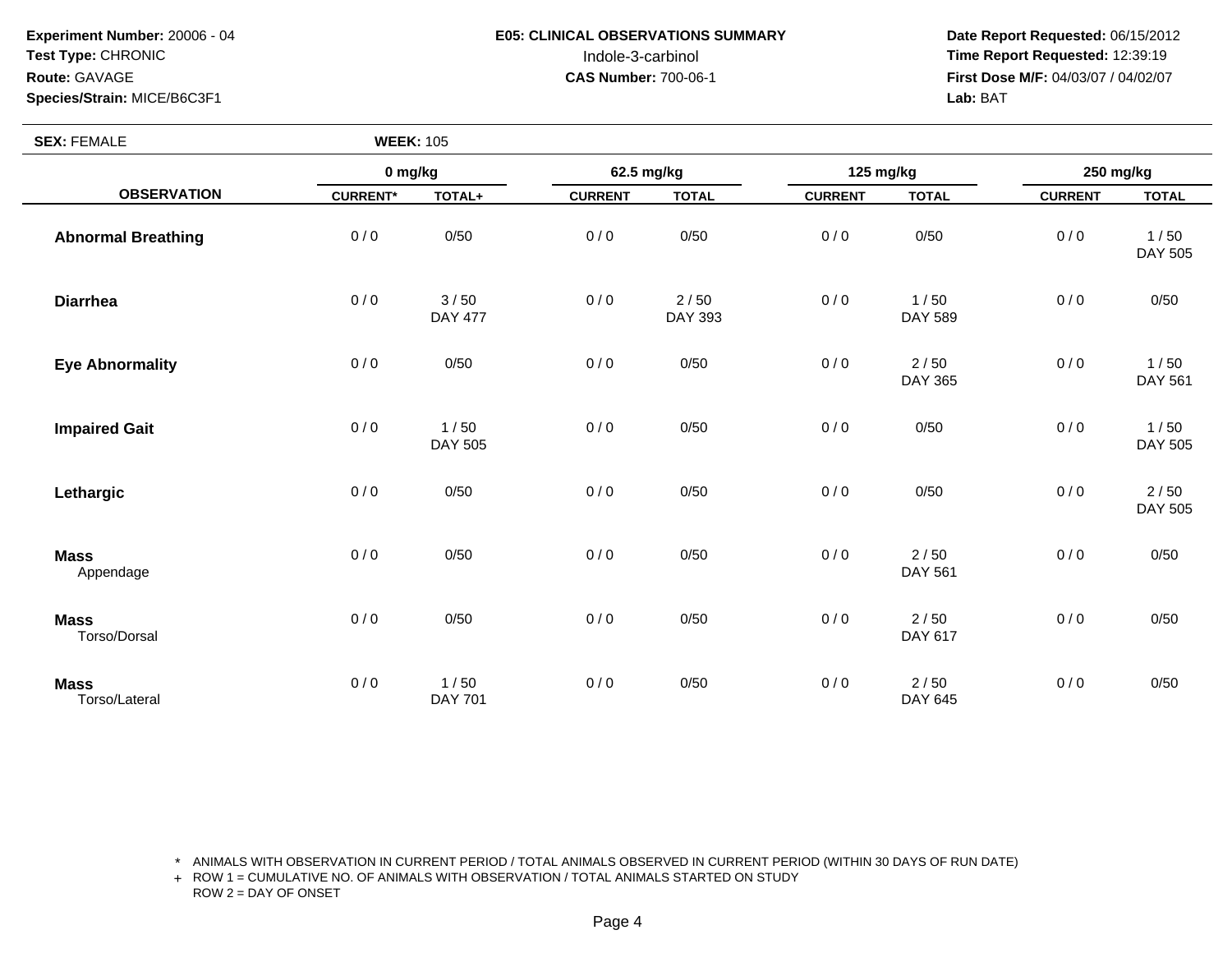**Experiment Number:** 20006 - 04
**Test Type:** CHRONIC
**Route:** GAVAGE
**Species/Strain:** MICE/B6C3F1

**E05: CLINICAL OBSERVATIONS SUMMARY**
Indole-3-carbinol
**CAS Number:** 700-06-1

**Date Report Requested:** 06/15/2012
**Time Report Requested:** 12:39:19
**First Dose M/F:** 04/03/07 / 04/02/07
**Lab:** BAT

**SEX:** FEMALE **WEEK:** 105

| OBSERVATION | 0 mg/kg | | 62.5 mg/kg | | 125 mg/kg | | 250 mg/kg | |
|---|---|---|---|---|---|---|---|---|
| | CURRENT* | TOTAL+ | CURRENT | TOTAL | CURRENT | TOTAL | CURRENT | TOTAL |
| **Abnormal Breathing** | 0 / 0 | 0/50 | 0 / 0 | 0/50 | 0 / 0 | 0/50 | 0 / 0 | 1 / 50 DAY 505 |
| **Diarrhea** | 0 / 0 | 3 / 50 DAY 477 | 0 / 0 | 2 / 50 DAY 393 | 0 / 0 | 1 / 50 DAY 589 | 0 / 0 | 0/50 |
| **Eye Abnormality** | 0 / 0 | 0/50 | 0 / 0 | 0/50 | 0 / 0 | 2 / 50 DAY 365 | 0 / 0 | 1 / 50 DAY 561 |
| **Impaired Gait** | 0 / 0 | 1 / 50 DAY 505 | 0 / 0 | 0/50 | 0 / 0 | 0/50 | 0 / 0 | 1 / 50 DAY 505 |
| **Lethargic** | 0 / 0 | 0/50 | 0 / 0 | 0/50 | 0 / 0 | 0/50 | 0 / 0 | 2 / 50 DAY 505 |
| **Mass** Appendage | 0 / 0 | 0/50 | 0 / 0 | 0/50 | 0 / 0 | 2 / 50 DAY 561 | 0 / 0 | 0/50 |
| **Mass** Torso/Dorsal | 0 / 0 | 0/50 | 0 / 0 | 0/50 | 0 / 0 | 2 / 50 DAY 617 | 0 / 0 | 0/50 |
| **Mass** Torso/Lateral | 0 / 0 | 1 / 50 DAY 701 | 0 / 0 | 0/50 | 0 / 0 | 2 / 50 DAY 645 | 0 / 0 | 0/50 |

\* ANIMALS WITH OBSERVATION IN CURRENT PERIOD / TOTAL ANIMALS OBSERVED IN CURRENT PERIOD (WITHIN 30 DAYS OF RUN DATE)
\+ ROW 1 = CUMULATIVE NO. OF ANIMALS WITH OBSERVATION / TOTAL ANIMALS STARTED ON STUDY
ROW 2 = DAY OF ONSET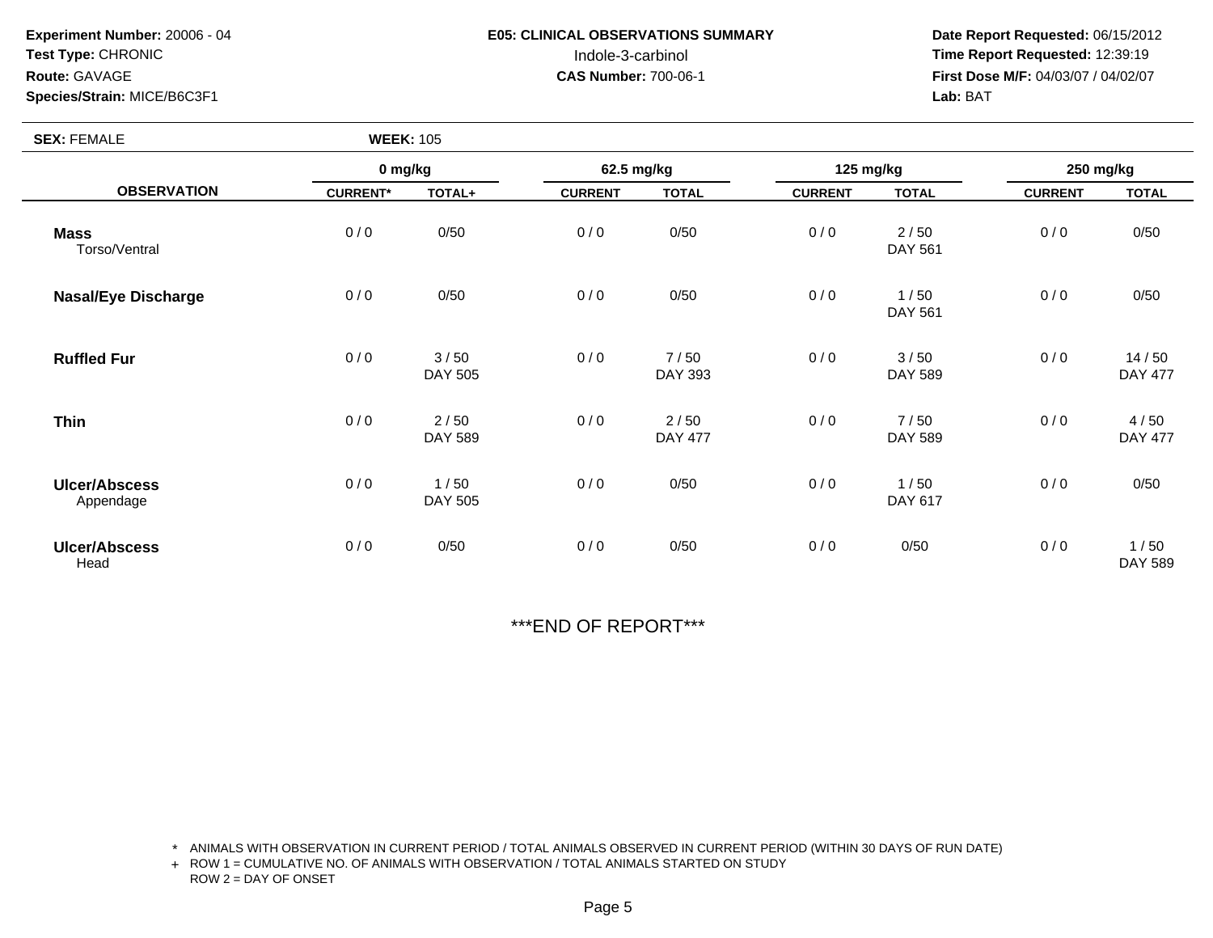**Experiment Number:** 20006 - 04
**Test Type:** CHRONIC
**Route:** GAVAGE
**Species/Strain:** MICE/B6C3F1

**E05: CLINICAL OBSERVATIONS SUMMARY**
Indole-3-carbinol
**CAS Number:** 700-06-1

**Date Report Requested:** 06/15/2012
**Time Report Requested:** 12:39:19
**First Dose M/F:** 04/03/07 / 04/02/07
**Lab:** BAT

**SEX:** FEMALE **WEEK:** 105

| | 0 mg/kg | | 62.5 mg/kg | | 125 mg/kg | | 250 mg/kg | |
|---|---|---|---|---|---|---|---|---|
| **OBSERVATION** | **CURRENT*** | **TOTAL+** | **CURRENT** | **TOTAL** | **CURRENT** | **TOTAL** | **CURRENT** | **TOTAL** |
| **Mass** Torso/Ventral | 0 / 0 | 0/50 | 0 / 0 | 0/50 | 0 / 0 | 2 / 50 DAY 561 | 0 / 0 | 0/50 |
| **Nasal/Eye Discharge** | 0 / 0 | 0/50 | 0 / 0 | 0/50 | 0 / 0 | 1 / 50 DAY 561 | 0 / 0 | 0/50 |
| **Ruffled Fur** | 0 / 0 | 3 / 50 DAY 505 | 0 / 0 | 7 / 50 DAY 393 | 0 / 0 | 3 / 50 DAY 589 | 0 / 0 | 14 / 50 DAY 477 |
| **Thin** | 0 / 0 | 2 / 50 DAY 589 | 0 / 0 | 2 / 50 DAY 477 | 0 / 0 | 7 / 50 DAY 589 | 0 / 0 | 4 / 50 DAY 477 |
| **Ulcer/Abscess** Appendage | 0 / 0 | 1 / 50 DAY 505 | 0 / 0 | 0/50 | 0 / 0 | 1 / 50 DAY 617 | 0 / 0 | 0/50 |
| **Ulcer/Abscess** Head | 0 / 0 | 0/50 | 0 / 0 | 0/50 | 0 / 0 | 0/50 | 0 / 0 | 1 / 50 DAY 589 |

***END OF REPORT***

\* ANIMALS WITH OBSERVATION IN CURRENT PERIOD / TOTAL ANIMALS OBSERVED IN CURRENT PERIOD (WITHIN 30 DAYS OF RUN DATE)
\+ ROW 1 = CUMULATIVE NO. OF ANIMALS WITH OBSERVATION / TOTAL ANIMALS STARTED ON STUDY
ROW 2 = DAY OF ONSET